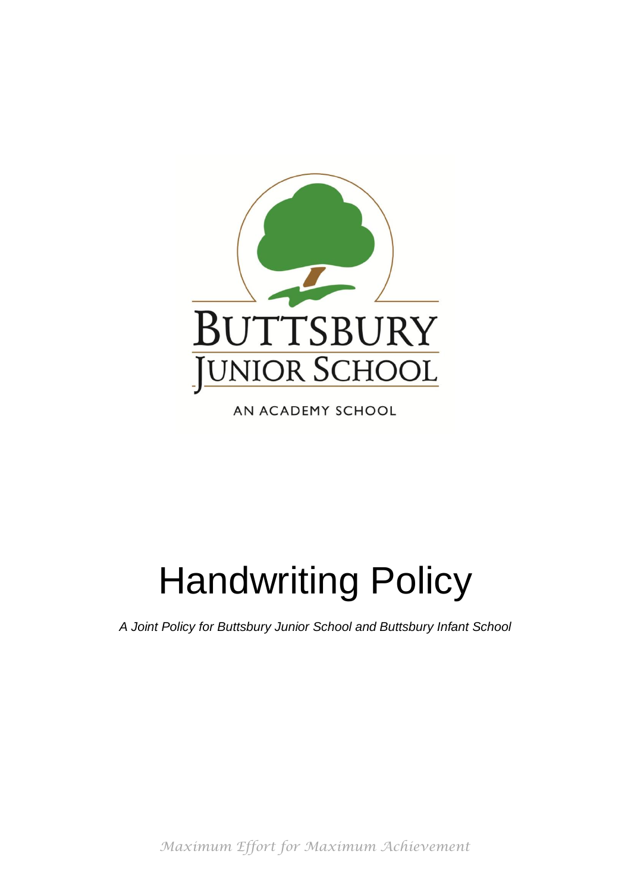BUTTSBURY

JUNIOR SCHOOL

AN ACADEMY SCHOOL

# Handwriting Policy

*A Joint Policy for Buttsbury Junior School and Buttsbury Infant School*

*Maximum Effort for Maximum Achievement*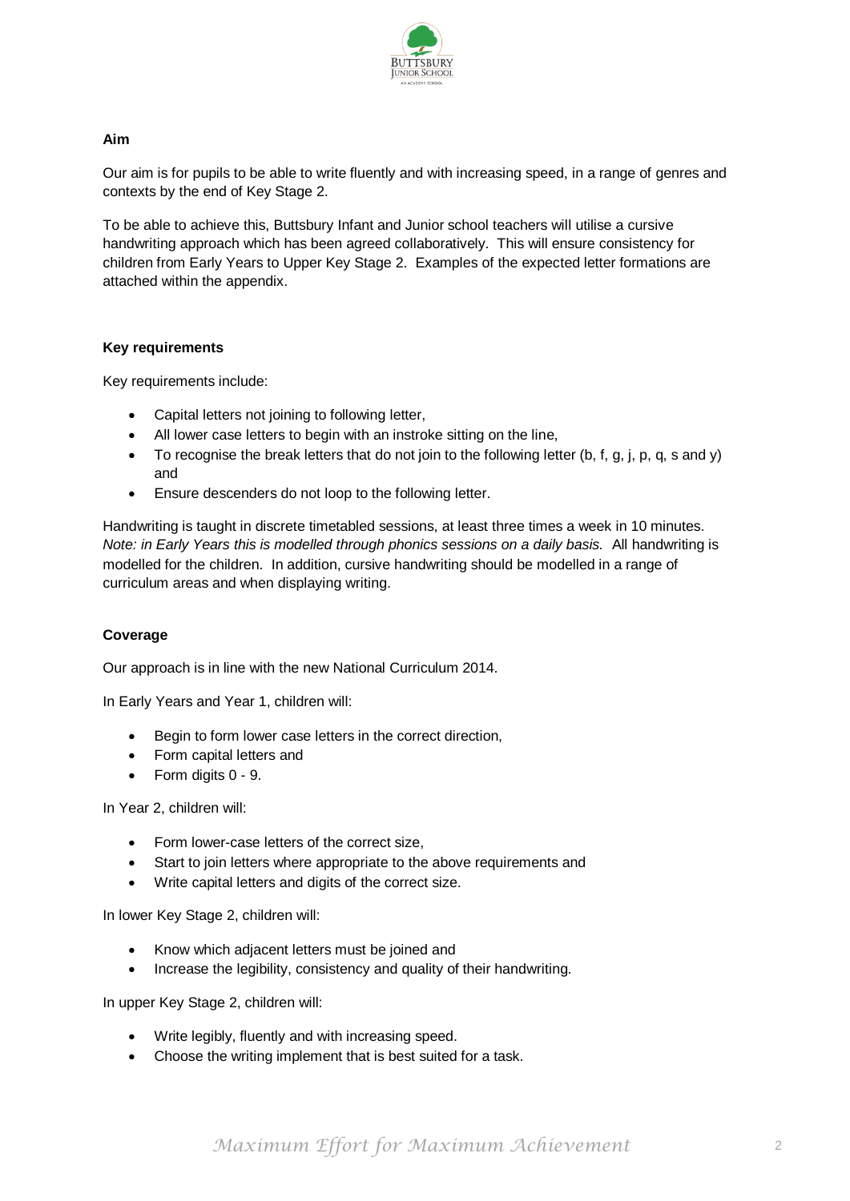**Aim**

Our aim is for pupils to be able to write fluently and with increasing speed, in a range of genres and contexts by the end of Key Stage 2.

To be able to achieve this, Buttsbury Infant and Junior school teachers will utilise a cursive handwriting approach which has been agreed collaboratively. This will ensure consistency for children from Early Years to Upper Key Stage 2. Examples of the expected letter formations are attached within the appendix.

**Key requirements**

Key requirements include:

- Capital letters not joining to following letter,
- All lower case letters to begin with an instroke sitting on the line,
- To recognise the break letters that do not join to the following letter (b, f, g, j, p, q, s and y) and
- Ensure descenders do not loop to the following letter.

Handwriting is taught in discrete timetabled sessions, at least three times a week in 10 minutes. *Note: in Early Years this is modelled through phonics sessions on a daily basis.* All handwriting is modelled for the children. In addition, cursive handwriting should be modelled in a range of curriculum areas and when displaying writing.

**Coverage**

Our approach is in line with the new National Curriculum 2014.

In Early Years and Year 1, children will:

- Begin to form lower case letters in the correct direction,
- Form capital letters and
- Form digits 0 - 9.

In Year 2, children will:

- Form lower-case letters of the correct size,
- Start to join letters where appropriate to the above requirements and
- Write capital letters and digits of the correct size.

In lower Key Stage 2, children will:

- Know which adjacent letters must be joined and
- Increase the legibility, consistency and quality of their handwriting.

In upper Key Stage 2, children will:

- Write legibly, fluently and with increasing speed.
- Choose the writing implement that is best suited for a task.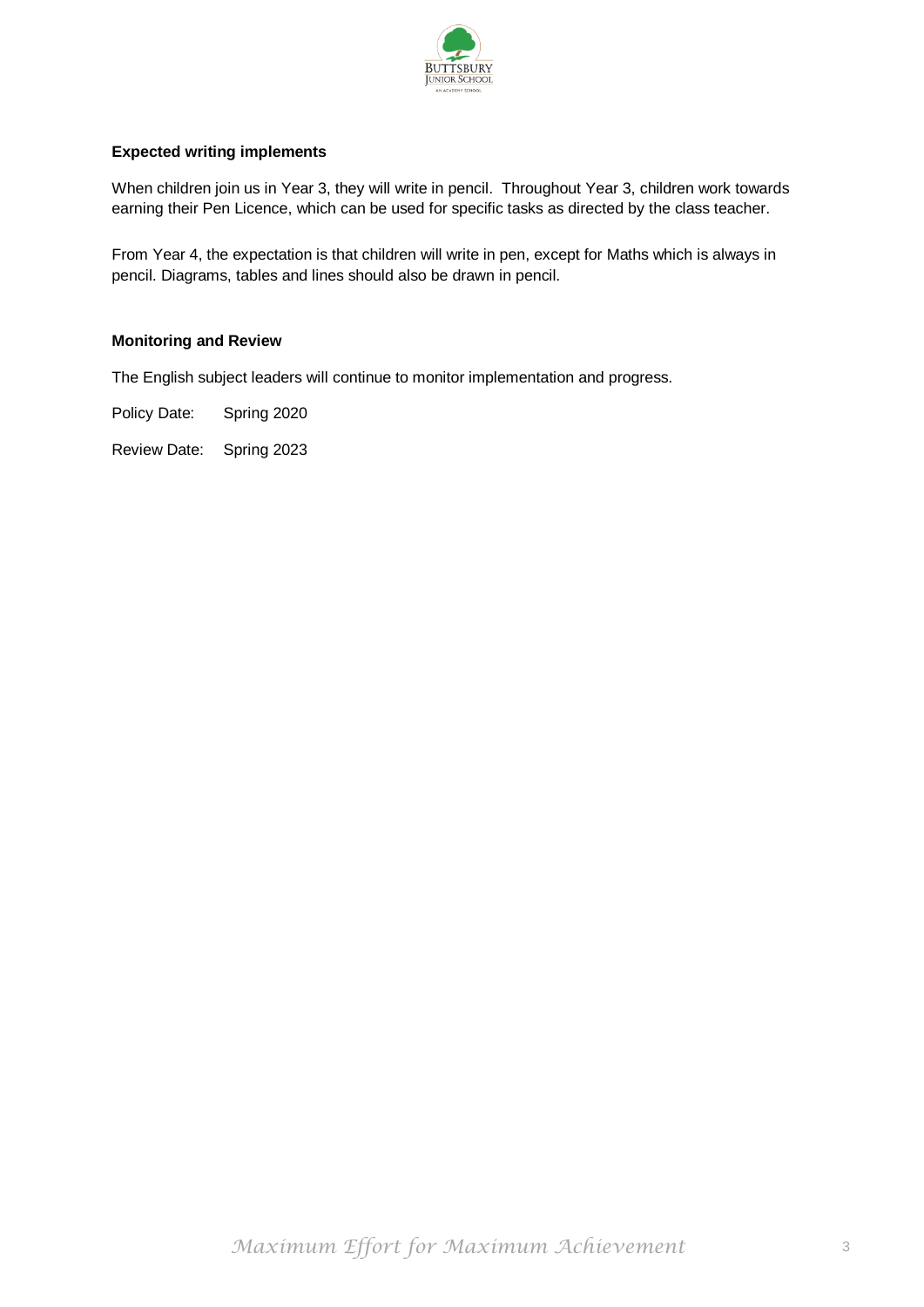**Expected writing implements**

When children join us in Year 3, they will write in pencil. Throughout Year 3, children work towards earning their Pen Licence, which can be used for specific tasks as directed by the class teacher.

From Year 4, the expectation is that children will write in pen, except for Maths which is always in pencil. Diagrams, tables and lines should also be drawn in pencil.

**Monitoring and Review**

The English subject leaders will continue to monitor implementation and progress.

Policy Date: Spring 2020

Review Date: Spring 2023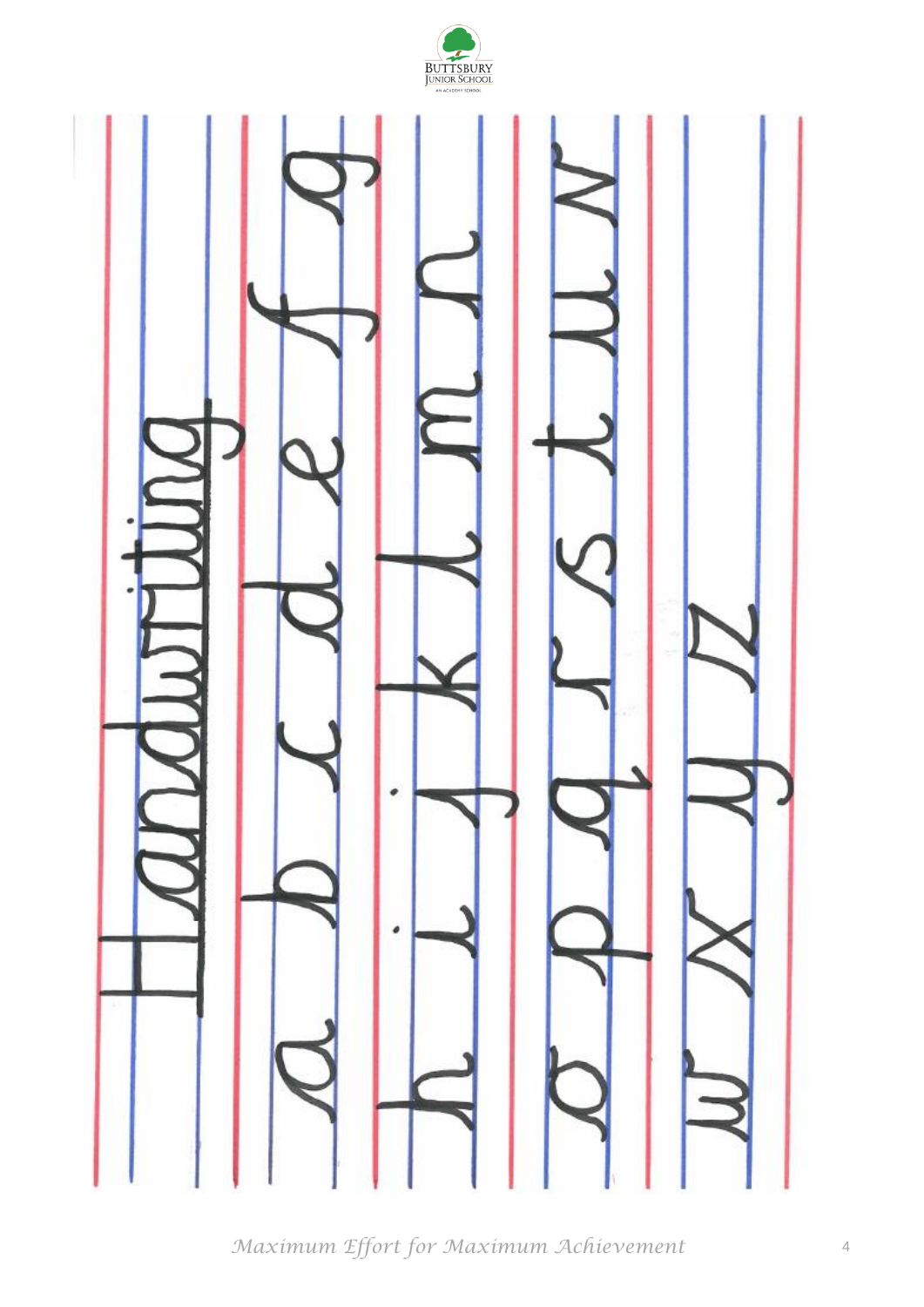# Handwriting

a b c d e f g

h i j k l m n

o p q r s t u v

w x y z

*Maximum Effort for Maximum Achievement*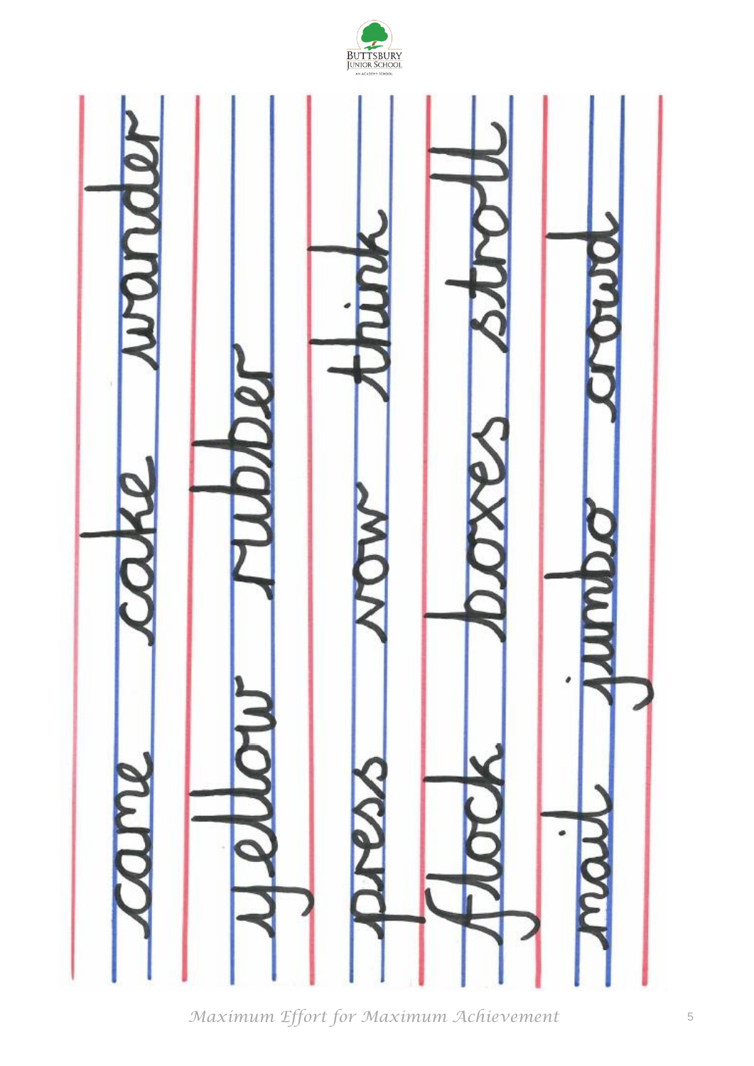came cake wonder

yellow rubber

press now think

flock boxes stroll

mail jumbo crowd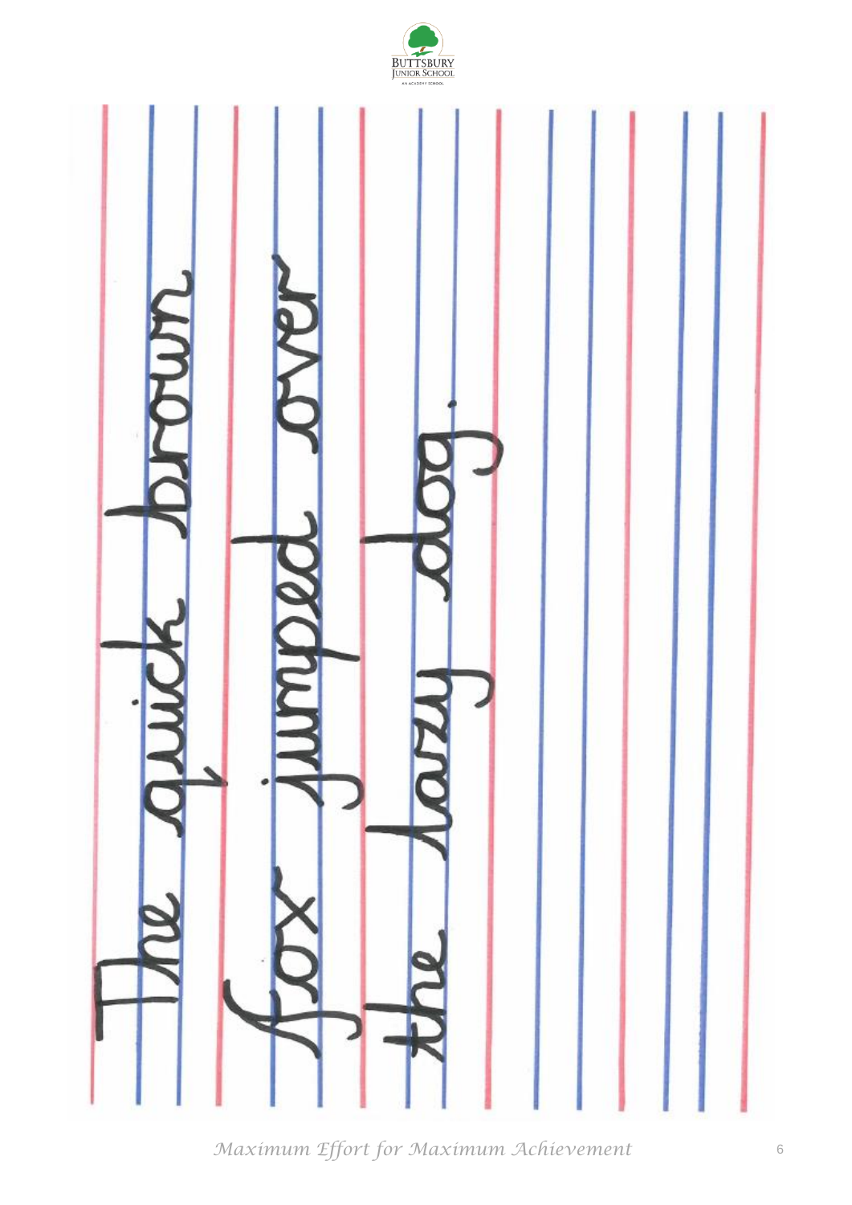The quick brown
fox jumped over
the lazy dog.